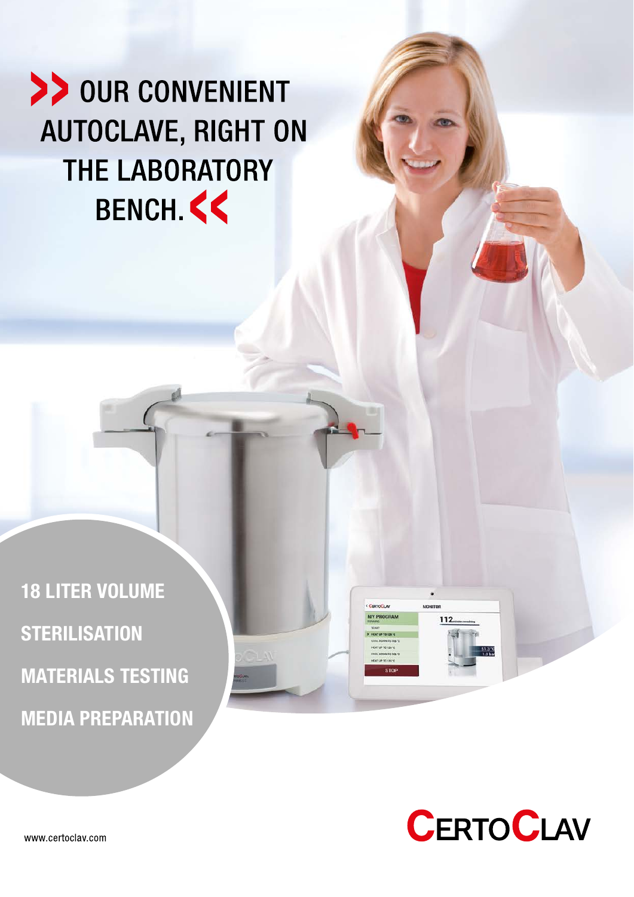# OUR CONVENIENT AUTOCLAVE, RIGHT ON THE LABORATORY BENCH.

**18 LITER VOLUME**

**STERILISATION**

**MATERIALS TESTING**

**MEDIA PREPARATION**

www.certoclav.com

CERTOCLAV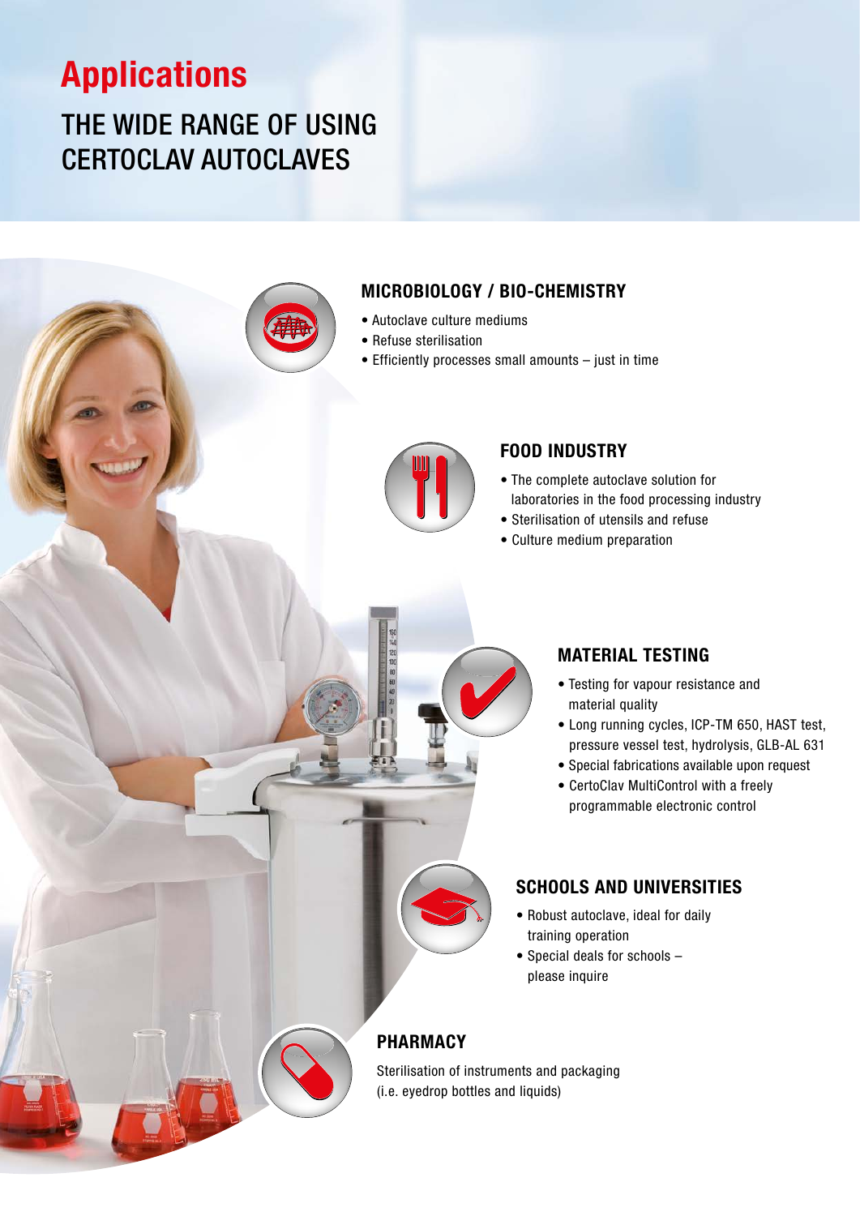# Applications

## THE WIDE RANGE OF USING CERTOCLAV AUTOCLAVES

### MICROBIOLOGY / BIO-CHEMISTRY

- Autoclave culture mediums
- Refuse sterilisation
- Efficiently processes small amounts – just in time

### FOOD INDUSTRY

- The complete autoclave solution for laboratories in the food processing industry
- Sterilisation of utensils and refuse
- Culture medium preparation

### MATERIAL TESTING

- Testing for vapour resistance and material quality
- Long running cycles, ICP-TM 650, HAST test, pressure vessel test, hydrolysis, GLB-AL 631
- Special fabrications available upon request
- CertoClav MultiControl with a freely programmable electronic control

### SCHOOLS AND UNIVERSITIES

- Robust autoclave, ideal for daily training operation
- Special deals for schools – please inquire

### PHARMACY

Sterilisation of instruments and packaging (i.e. eyedrop bottles and liquids)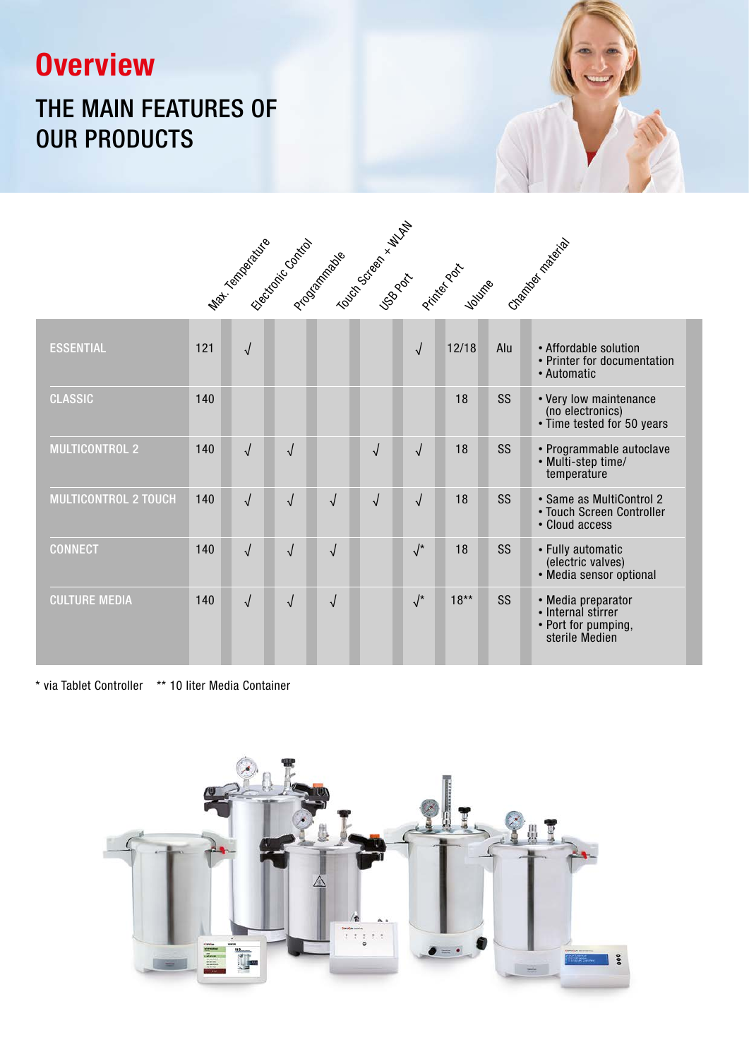# Overview

## THE MAIN FEATURES OF OUR PRODUCTS

| | Max. Temperature | Electronic Control | Programmable | Touch Screen + WLAN | USB Port | Printer Port | Volume | Chamber material | |
|---|---|---|---|---|---|---|---|---|---|
| ESSENTIAL | 121 | √ | | | | √ | 12/18 | Alu | • Affordable solution<br>• Printer for documentation<br>• Automatic |
| CLASSIC | 140 | | | | | | 18 | SS | • Very low maintenance (no electronics)<br>• Time tested for 50 years |
| MULTICONTROL 2 | 140 | √ | √ | | √ | √ | 18 | SS | • Programmable autoclave<br>• Multi-step time/ temperature |
| MULTICONTROL 2 TOUCH | 140 | √ | √ | √ | √ | √ | 18 | SS | • Same as MultiControl 2<br>• Touch Screen Controller<br>• Cloud access |
| CONNECT | 140 | √ | √ | √ | | √* | 18 | SS | • Fully automatic (electric valves)<br>• Media sensor optional |
| CULTURE MEDIA | 140 | √ | √ | √ | | √* | 18** | SS | • Media preparator<br>• Internal stirrer<br>• Port for pumping, sterile Medien |

\* via Tablet Controller  ** 10 liter Media Container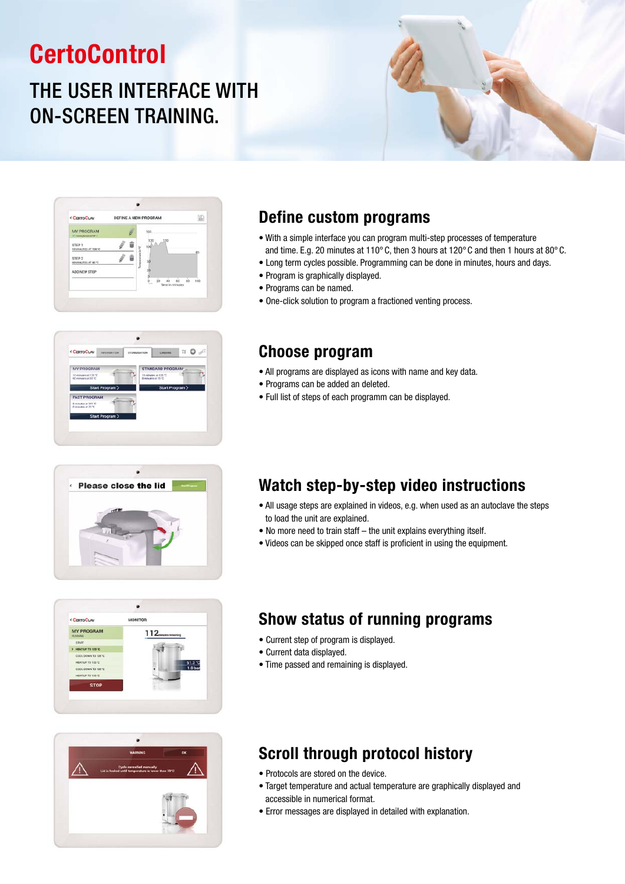# CertoControl

## THE USER INTERFACE WITH ON-SCREEN TRAINING.

## Define custom programs

- With a simple interface you can program multi-step processes of temperature and time. E.g. 20 minutes at 110° C, then 3 hours at 120° C and then 1 hours at 80° C.
- Long term cycles possible. Programming can be done in minutes, hours and days.
- Program is graphically displayed.
- Programs can be named.
- One-click solution to program a fractioned venting process.

## Choose program

- All programs are displayed as icons with name and key data.
- Programs can be added an deleted.
- Full list of steps of each programm can be displayed.

## Watch step-by-step video instructions

- All usage steps are explained in videos, e.g. when used as an autoclave the steps to load the unit are explained.
- No more need to train staff – the unit explains everything itself.
- Videos can be skipped once staff is proficient in using the equipment.

## Show status of running programs

- Current step of program is displayed.
- Current data displayed.
- Time passed and remaining is displayed.

## Scroll through protocol history

- Protocols are stored on the device.
- Target temperature and actual temperature are graphically displayed and accessible in numerical format.
- Error messages are displayed in detailed with explanation.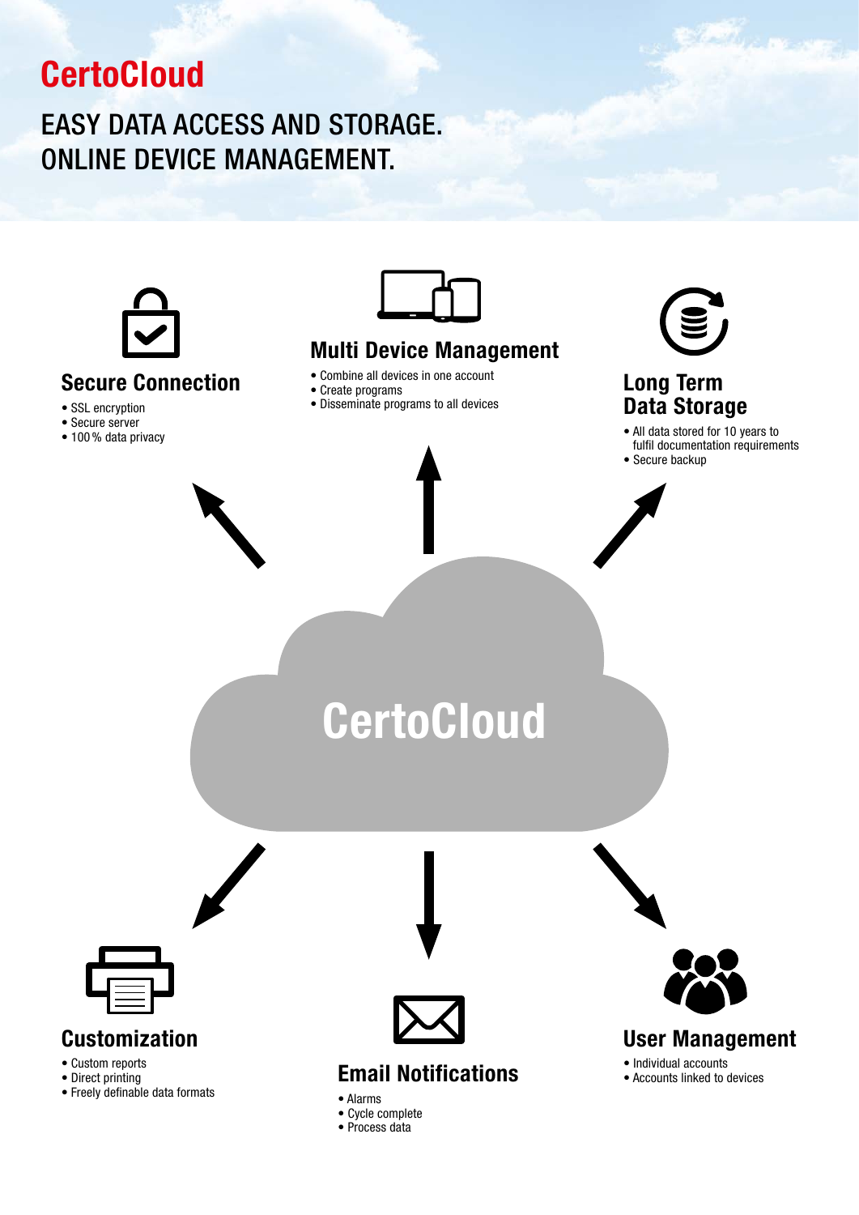# CertoCloud

## EASY DATA ACCESS AND STORAGE. ONLINE DEVICE MANAGEMENT.

CertoCloud

### Secure Connection

- SSL encryption
- Secure server
- 100 % data privacy

### Multi Device Management

- Combine all devices in one account
- Create programs
- Disseminate programs to all devices

### Long Term Data Storage

- All data stored for 10 years to fulfil documentation requirements
- Secure backup

### Customization

- Custom reports
- Direct printing
- Freely definable data formats

### Email Notifications

- Alarms
- Cycle complete
- Process data

### User Management

- Individual accounts
- Accounts linked to devices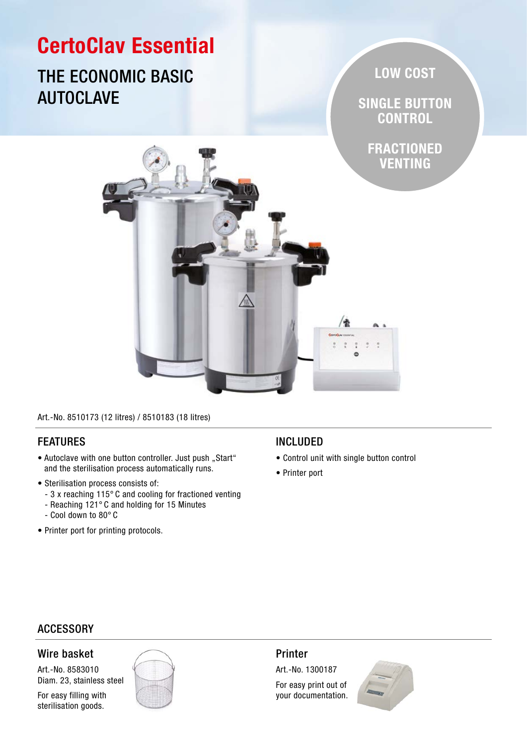# CertoClav Essential

## THE ECONOMIC BASIC AUTOCLAVE

**LOW COST**

**SINGLE BUTTON CONTROL**

**FRACTIONED VENTING**

Art.-No. 8510173 (12 litres) / 8510183 (18 litres)

## FEATURES

- Autoclave with one button controller. Just push „Start“ and the sterilisation process automatically runs.
- Sterilisation process consists of:
  - 3 x reaching 115° C and cooling for fractioned venting
  - Reaching 121° C and holding for 15 Minutes
  - Cool down to 80° C
- Printer port for printing protocols.

## INCLUDED

- Control unit with single button control
- Printer port

## ACCESSORY

### Wire basket

Art.-No. 8583010
Diam. 23, stainless steel

For easy filling with sterilisation goods.

### Printer

Art.-No. 1300187

For easy print out of your documentation.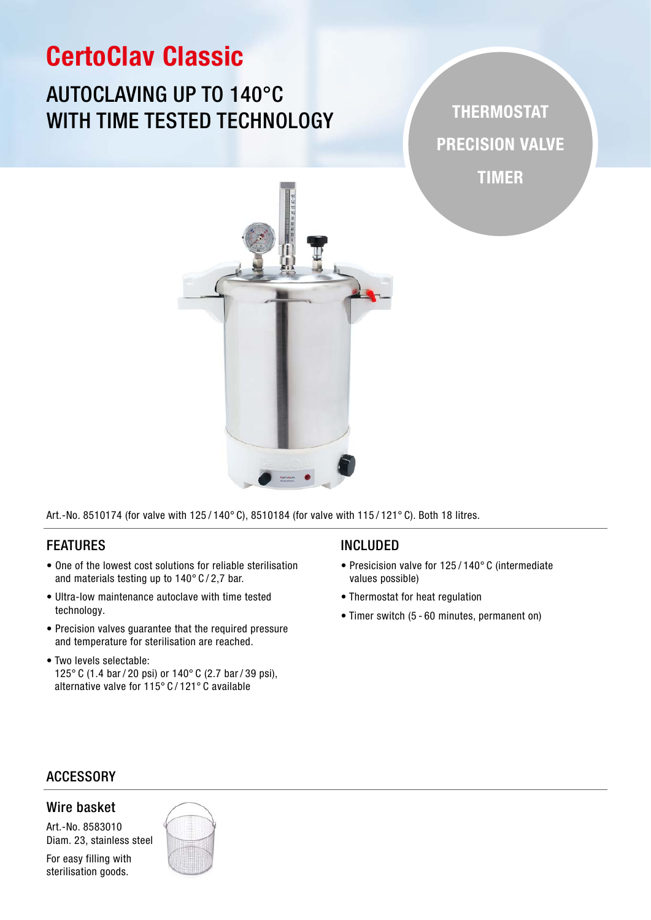# CertoClav Classic

## AUTOCLAVING UP TO 140°C WITH TIME TESTED TECHNOLOGY

**THERMOSTAT**

**PRECISION VALVE**

**TIMER**

Art.-No. 8510174 (for valve with 125 / 140° C), 8510184 (for valve with 115 / 121° C). Both 18 litres.

### FEATURES

- One of the lowest cost solutions for reliable sterilisation and materials testing up to 140° C / 2,7 bar.
- Ultra-low maintenance autoclave with time tested technology.
- Precision valves guarantee that the required pressure and temperature for sterilisation are reached.
- Two levels selectable: 125° C (1.4 bar / 20 psi) or 140° C (2.7 bar / 39 psi), alternative valve for 115° C / 121° C available

### INCLUDED

- Presicision valve for 125 / 140° C (intermediate values possible)
- Thermostat for heat regulation
- Timer switch (5 - 60 minutes, permanent on)

### ACCESSORY

#### Wire basket

Art.-No. 8583010
Diam. 23, stainless steel

For easy filling with sterilisation goods.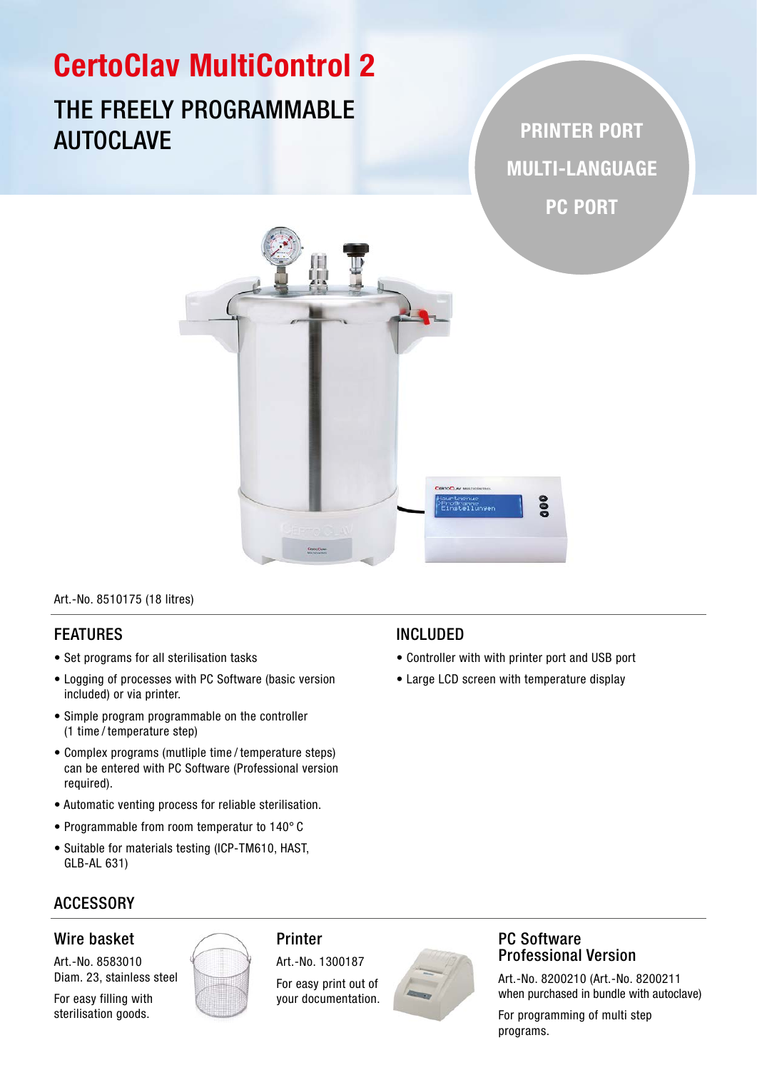# CertoClav MultiControl 2

## THE FREELY PROGRAMMABLE AUTOCLAVE

**PRINTER PORT**

**MULTI-LANGUAGE**

**PC PORT**

Art.-No. 8510175 (18 litres)

## FEATURES

- Set programs for all sterilisation tasks
- Logging of processes with PC Software (basic version included) or via printer.
- Simple program programmable on the controller (1 time / temperature step)
- Complex programs (mutliple time / temperature steps) can be entered with PC Software (Professional version required).
- Automatic venting process for reliable sterilisation.
- Programmable from room temperatur to 140° C
- Suitable for materials testing (ICP-TM610, HAST, GLB-AL 631)

## INCLUDED

- Controller with with printer port and USB port
- Large LCD screen with temperature display

## ACCESSORY

### Wire basket

Art.-No. 8583010
Diam. 23, stainless steel

For easy filling with sterilisation goods.

### Printer

Art.-No. 1300187

For easy print out of your documentation.

### PC Software Professional Version

Art.-No. 8200210 (Art.-No. 8200211 when purchased in bundle with autoclave)

For programming of multi step programs.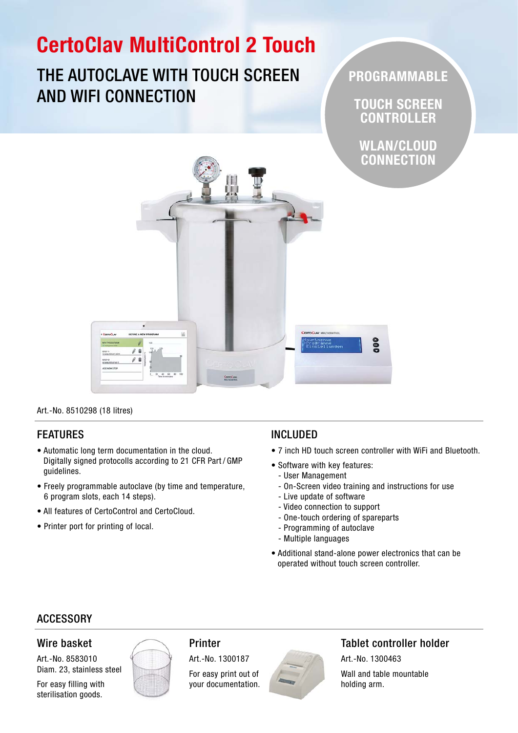# CertoClav MultiControl 2 Touch

## THE AUTOCLAVE WITH TOUCH SCREEN AND WIFI CONNECTION

**PROGRAMMABLE**

**TOUCH SCREEN CONTROLLER**

**WLAN/CLOUD CONNECTION**

Art.-No. 8510298 (18 litres)

### FEATURES

- Automatic long term documentation in the cloud. Digitally signed protocolls according to 21 CFR Part / GMP guidelines.
- Freely programmable autoclave (by time and temperature, 6 program slots, each 14 steps).
- All features of CertoControl and CertoCloud.
- Printer port for printing of local.

### INCLUDED

- 7 inch HD touch screen controller with WiFi and Bluetooth.
- Software with key features:
  - User Management
  - On-Screen video training and instructions for use
  - Live update of software
  - Video connection to support
  - One-touch ordering of spareparts
  - Programming of autoclave
  - Multiple languages
- Additional stand-alone power electronics that can be operated without touch screen controller.

### ACCESSORY

#### Wire basket

Art.-No. 8583010
Diam. 23, stainless steel

For easy filling with sterilisation goods.

#### Printer

Art.-No. 1300187

For easy print out of your documentation.

#### Tablet controller holder

Art.-No. 1300463

Wall and table mountable holding arm.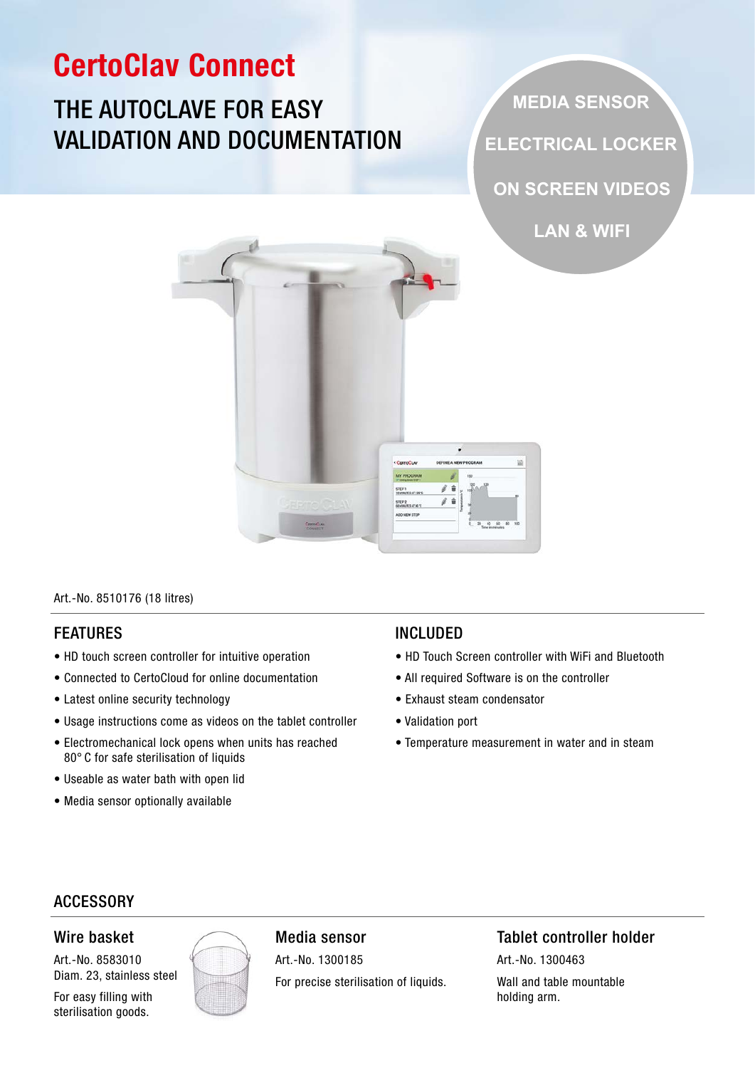# CertoClav Connect

## THE AUTOCLAVE FOR EASY VALIDATION AND DOCUMENTATION

MEDIA SENSOR

ELECTRICAL LOCKER

ON SCREEN VIDEOS

LAN & WIFI

Art.-No. 8510176 (18 litres)

## FEATURES

- HD touch screen controller for intuitive operation
- Connected to CertoCloud for online documentation
- Latest online security technology
- Usage instructions come as videos on the tablet controller
- Electromechanical lock opens when units has reached 80° C for safe sterilisation of liquids
- Useable as water bath with open lid
- Media sensor optionally available

## INCLUDED

- HD Touch Screen controller with WiFi and Bluetooth
- All required Software is on the controller
- Exhaust steam condensator
- Validation port
- Temperature measurement in water and in steam

## ACCESSORY

### Wire basket

Art.-No. 8583010
Diam. 23, stainless steel

For easy filling with sterilisation goods.

### Media sensor

Art.-No. 1300185

For precise sterilisation of liquids.

### Tablet controller holder

Art.-No. 1300463

Wall and table mountable holding arm.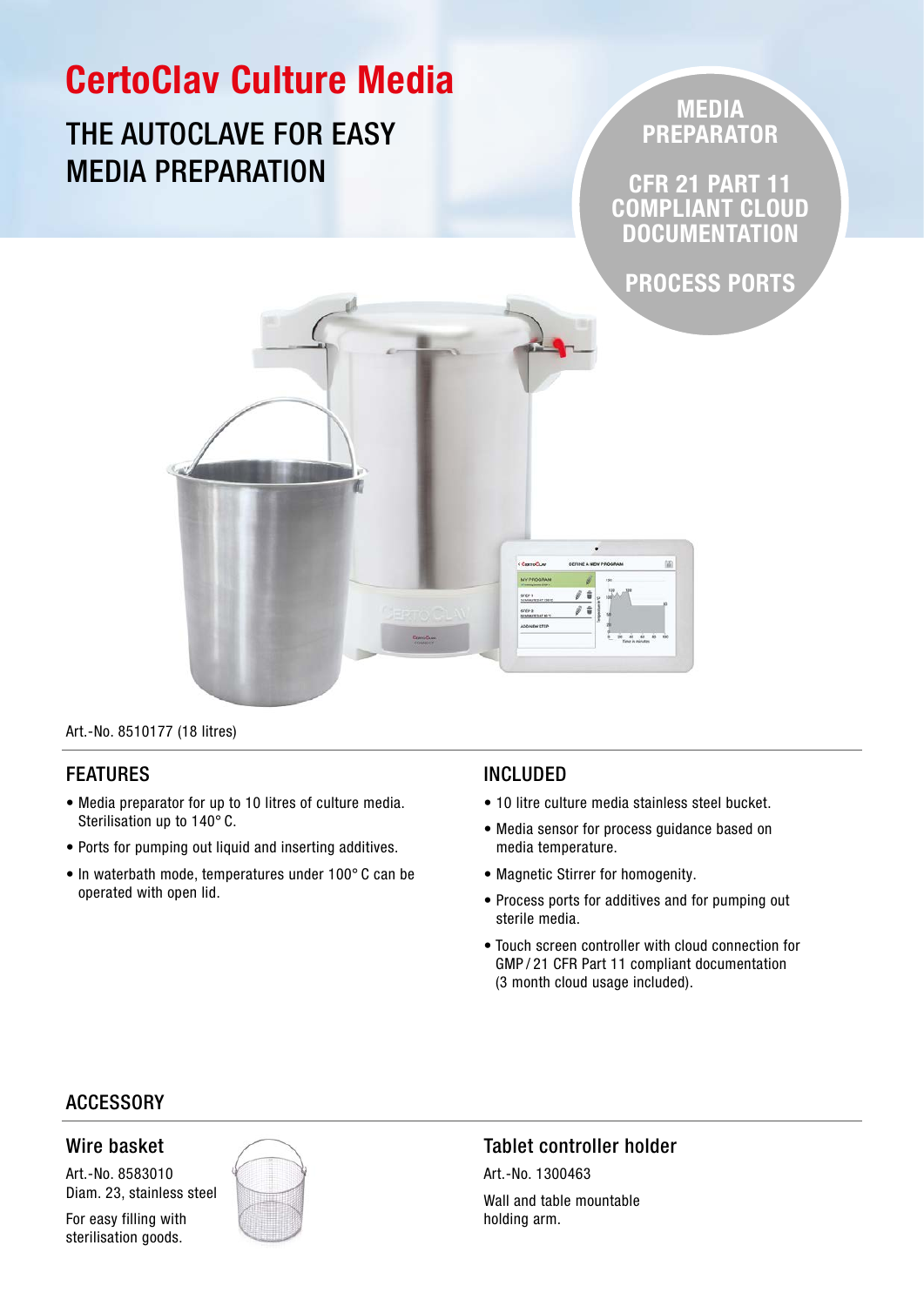# CertoClav Culture Media

## THE AUTOCLAVE FOR EASY MEDIA PREPARATION

**MEDIA PREPARATOR**

**CFR 21 PART 11 COMPLIANT CLOUD DOCUMENTATION**

**PROCESS PORTS**

Art.-No. 8510177 (18 litres)

## FEATURES

- Media preparator for up to 10 litres of culture media. Sterilisation up to 140° C.
- Ports for pumping out liquid and inserting additives.
- In waterbath mode, temperatures under 100° C can be operated with open lid.

## INCLUDED

- 10 litre culture media stainless steel bucket.
- Media sensor for process guidance based on media temperature.
- Magnetic Stirrer for homogenity.
- Process ports for additives and for pumping out sterile media.
- Touch screen controller with cloud connection for GMP / 21 CFR Part 11 compliant documentation (3 month cloud usage included).

## ACCESSORY

### Wire basket

Art.-No. 8583010
Diam. 23, stainless steel

For easy filling with sterilisation goods.

### Tablet controller holder

Art.-No. 1300463

Wall and table mountable holding arm.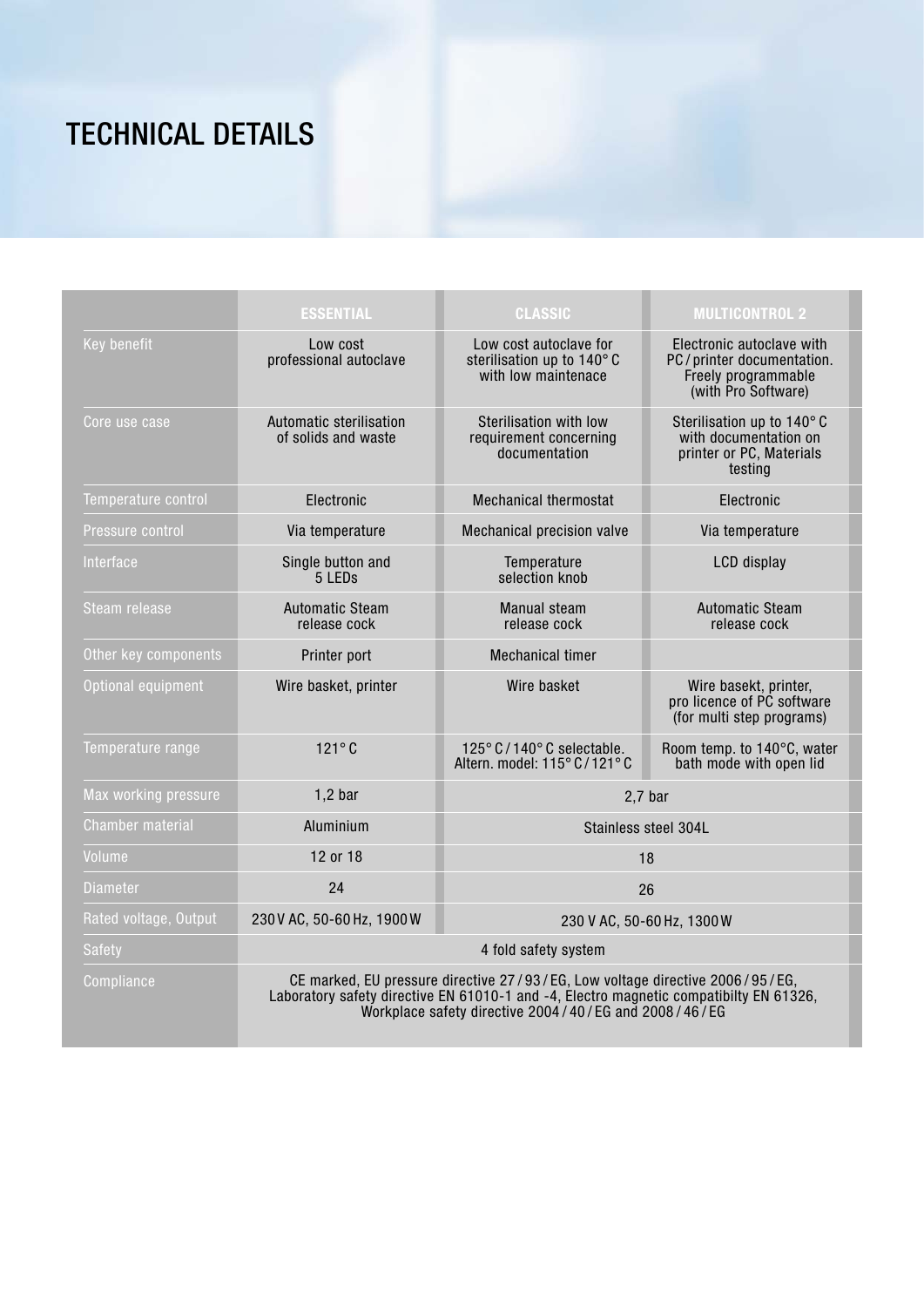# TECHNICAL DETAILS

| | ESSENTIAL | CLASSIC | MULTICONTROL 2 |
|---|---|---|---|
| Key benefit | Low cost professional autoclave | Low cost autoclave for sterilisation up to 140° C with low maintenace | Electronic autoclave with PC / printer documentation. Freely programmable (with Pro Software) |
| Core use case | Automatic sterilisation of solids and waste | Sterilisation with low requirement concerning documentation | Sterilisation up to 140° C with documentation on printer or PC, Materials testing |
| Temperature control | Electronic | Mechanical thermostat | Electronic |
| Pressure control | Via temperature | Mechanical precision valve | Via temperature |
| Interface | Single button and 5 LEDs | Temperature selection knob | LCD display |
| Steam release | Automatic Steam release cock | Manual steam release cock | Automatic Steam release cock |
| Other key components | Printer port | Mechanical timer | |
| Optional equipment | Wire basket, printer | Wire basket | Wire basekt, printer, pro licence of PC software (for multi step programs) |
| Temperature range | 121° C | 125° C / 140° C selectable. Altern. model: 115° C / 121° C | Room temp. to 140°C, water bath mode with open lid |
| Max working pressure | 1,2 bar | 2,7 bar | |
| Chamber material | Aluminium | Stainless steel 304L | |
| Volume | 12 or 18 | 18 | |
| Diameter | 24 | 26 | |
| Rated voltage, Output | 230 V AC, 50-60 Hz, 1900 W | 230 V AC, 50-60 Hz, 1300 W | |
| Safety | 4 fold safety system | | |
| Compliance | CE marked, EU pressure directive 27 / 93 / EG, Low voltage directive 2006 / 95 / EG, Laboratory safety directive EN 61010-1 and -4, Electro magnetic compatibilty EN 61326, Workplace safety directive 2004 / 40 / EG and 2008 / 46 / EG | | |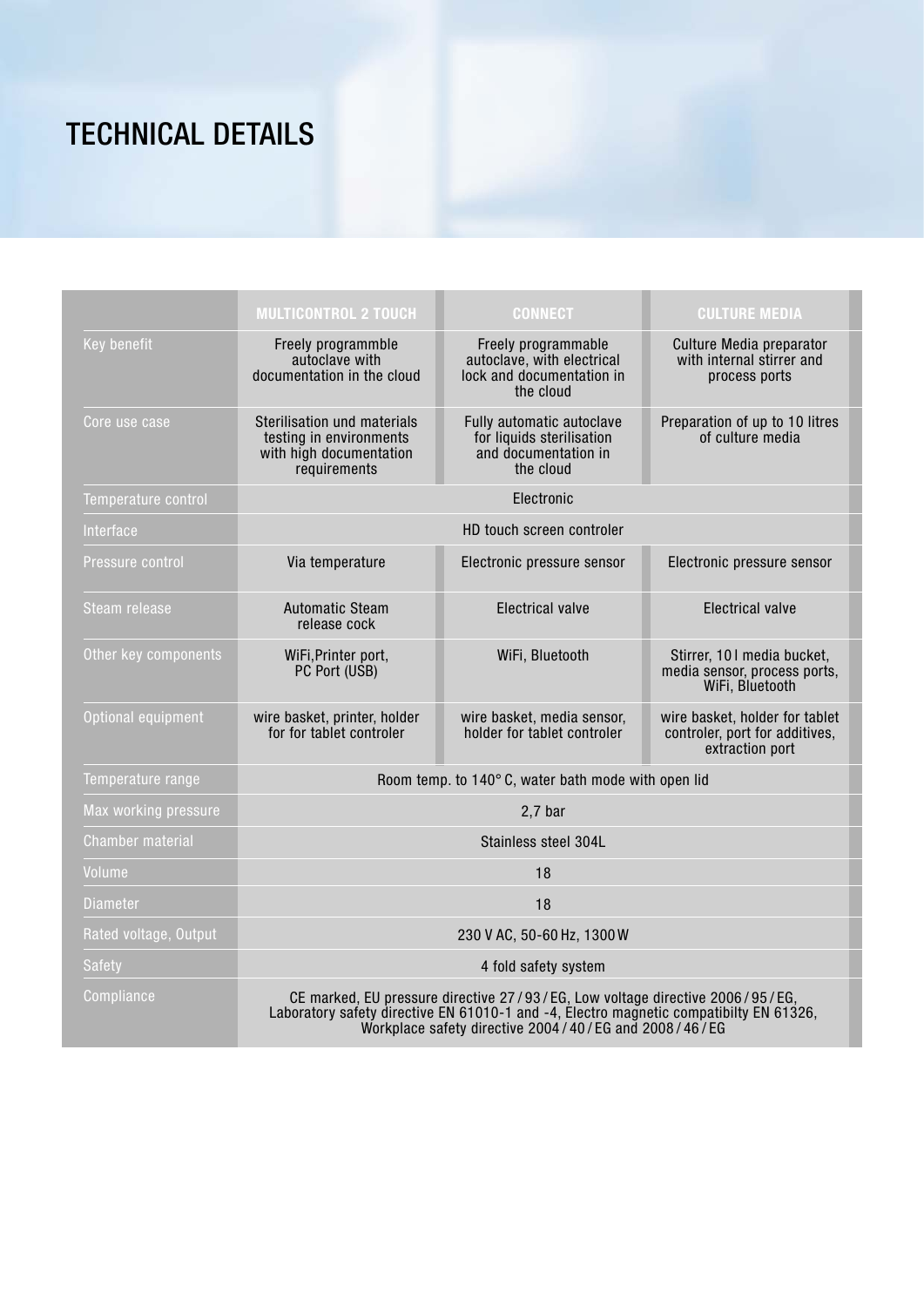# TECHNICAL DETAILS

| | MULTICONTROL 2 TOUCH | CONNECT | CULTURE MEDIA |
|---|---|---|---|
| Key benefit | Freely programmble autoclave with documentation in the cloud | Freely programmable autoclave, with electrical lock and documentation in the cloud | Culture Media preparator with internal stirrer and process ports |
| Core use case | Sterilisation und materials testing in environments with high documentation requirements | Fully automatic autoclave for liquids sterilisation and documentation in the cloud | Preparation of up to 10 litres of culture media |
| Temperature control | Electronic | | |
| Interface | HD touch screen controler | | |
| Pressure control | Via temperature | Electronic pressure sensor | Electronic pressure sensor |
| Steam release | Automatic Steam release cock | Electrical valve | Electrical valve |
| Other key components | WiFi,Printer port, PC Port (USB) | WiFi, Bluetooth | Stirrer, 10 l media bucket, media sensor, process ports, WiFi, Bluetooth |
| Optional equipment | wire basket, printer, holder for for tablet controler | wire basket, media sensor, holder for tablet controler | wire basket, holder for tablet controler, port for additives, extraction port |
| Temperature range | Room temp. to 140° C, water bath mode with open lid | | |
| Max working pressure | 2,7 bar | | |
| Chamber material | Stainless steel 304L | | |
| Volume | 18 | | |
| Diameter | 18 | | |
| Rated voltage, Output | 230 V AC, 50-60 Hz, 1300 W | | |
| Safety | 4 fold safety system | | |
| Compliance | CE marked, EU pressure directive 27 / 93 / EG, Low voltage directive 2006 / 95 / EG, Laboratory safety directive EN 61010-1 and -4, Electro magnetic compatibilty EN 61326, Workplace safety directive 2004 / 40 / EG and 2008 / 46 / EG | | |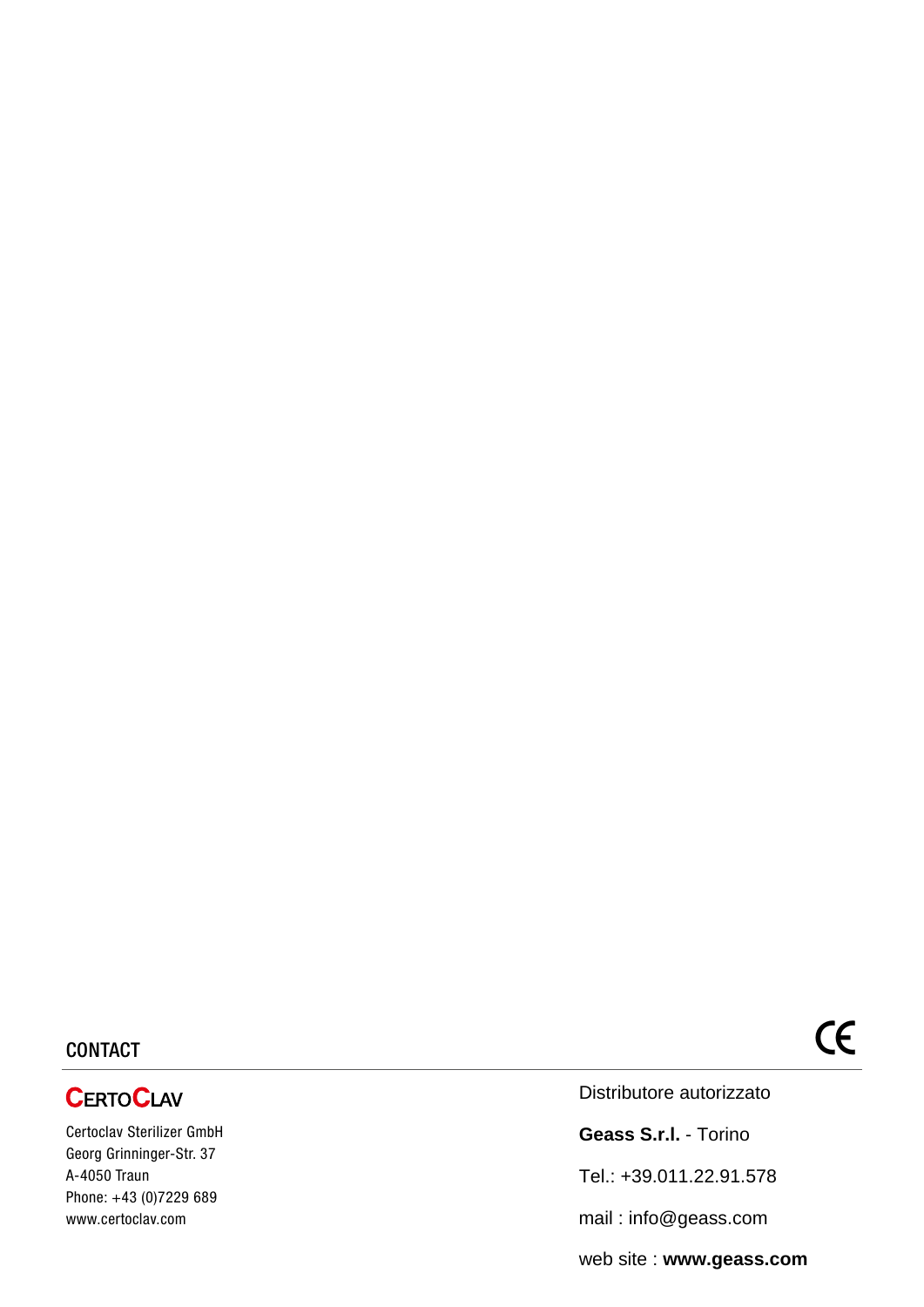## CONTACT

**CERTOCLAV**

Certoclav Sterilizer GmbH
Georg Grinninger-Str. 37
A-4050 Traun
Phone: +43 (0)7229 689
www.certoclav.com

Distributore autorizzato

**Geass S.r.l.** - Torino

Tel.: +39.011.22.91.578

mail : info@geass.com

web site : **www.geass.com**

CE